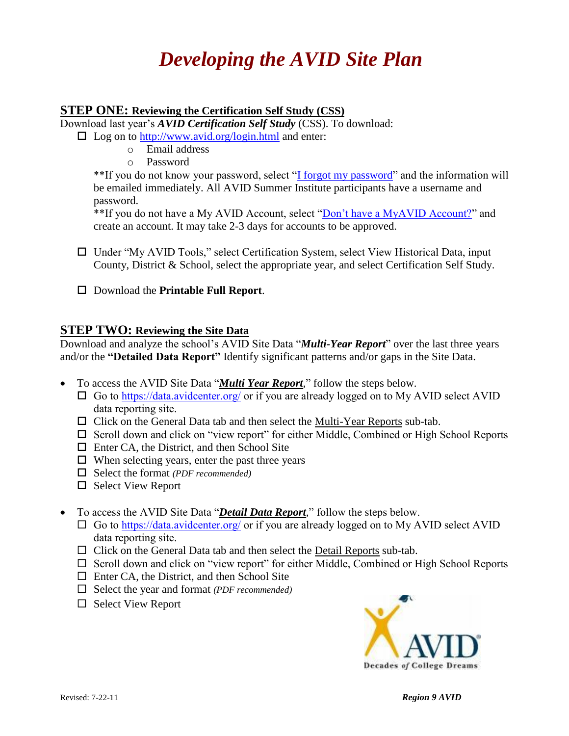# *Developing the AVID Site Plan*

## STEP ONE: Reviewing the Certification Self Study (CSS)

Download last year's ***AVID Certification Self Study*** (CSS). To download:

- ☐ Log on to [http://www.avid.org/login.html](http://www.avid.org/login.html) and enter:
  - Email address
  - Password

  **If you do not know your password, select "I forgot my password" and the information will be emailed immediately. All AVID Summer Institute participants have a username and password.

  **If you do not have a My AVID Account, select "Don't have a MyAVID Account?" and create an account. It may take 2-3 days for accounts to be approved.

- ☐ Under "My AVID Tools," select Certification System, select View Historical Data, input County, District & School, select the appropriate year, and select Certification Self Study.

- ☐ Download the **Printable Full Report**.

## STEP TWO: Reviewing the Site Data

Download and analyze the school's AVID Site Data "***Multi-Year Report***" over the last three years and/or the **"Detailed Data Report"** Identify significant patterns and/or gaps in the Site Data.

- To access the AVID Site Data "***Multi Year Report***," follow the steps below.
  - ☐ Go to [https://data.avidcenter.org/](https://data.avidcenter.org/) or if you are already logged on to My AVID select AVID data reporting site.
  - ☐ Click on the General Data tab and then select the Multi-Year Reports sub-tab.
  - ☐ Scroll down and click on "view report" for either Middle, Combined or High School Reports
  - ☐ Enter CA, the District, and then School Site
  - ☐ When selecting years, enter the past three years
  - ☐ Select the format *(PDF recommended)*
  - ☐ Select View Report

- To access the AVID Site Data "***Detail Data Report***," follow the steps below.
  - ☐ Go to [https://data.avidcenter.org/](https://data.avidcenter.org/) or if you are already logged on to My AVID select AVID data reporting site.
  - ☐ Click on the General Data tab and then select the Detail Reports sub-tab.
  - ☐ Scroll down and click on "view report" for either Middle, Combined or High School Reports
  - ☐ Enter CA, the District, and then School Site
  - ☐ Select the year and format *(PDF recommended)*
  - ☐ Select View Report

AVID Decades *of* College Dreams

Revised: 7-22-11

***Region 9 AVID***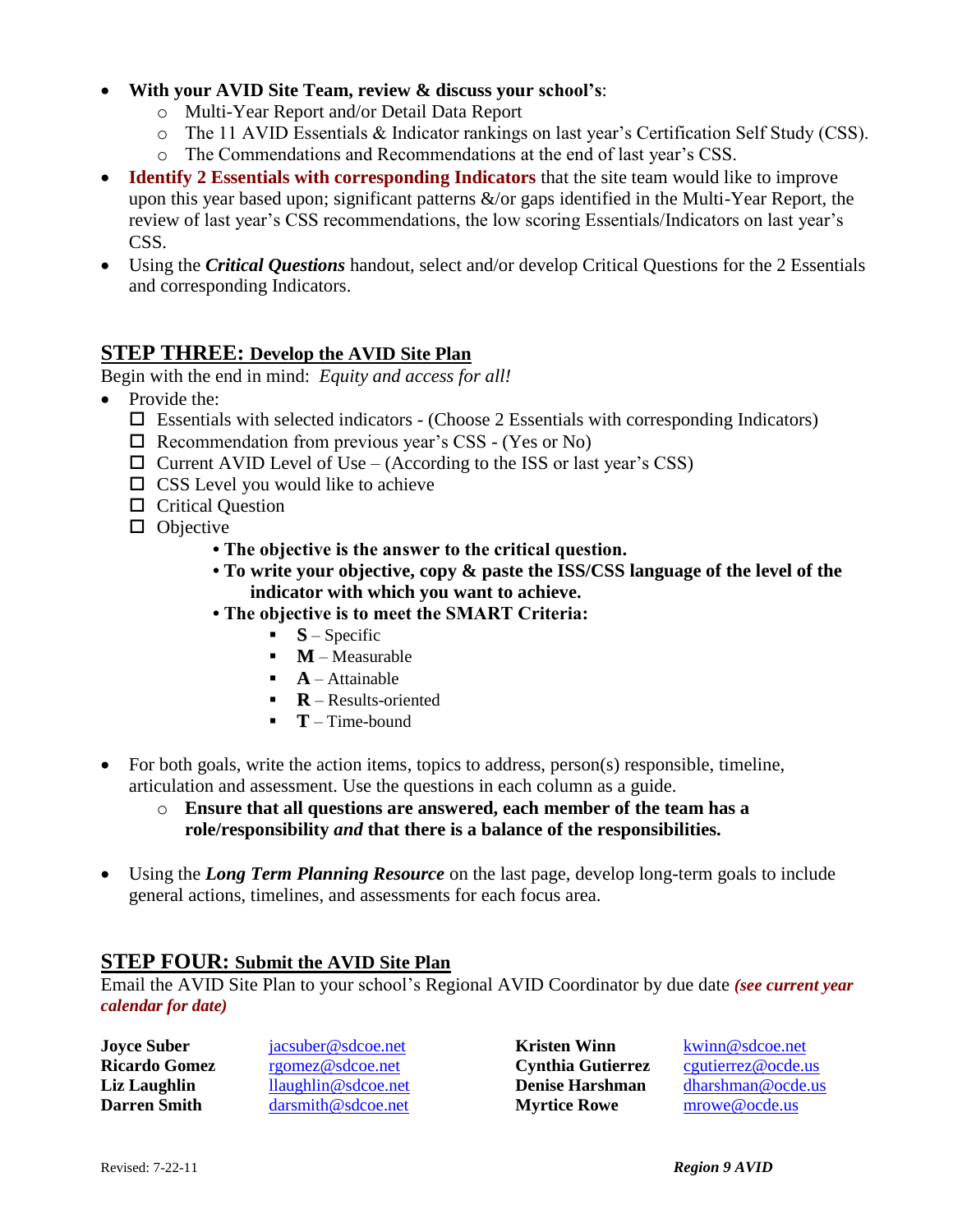- **With your AVID Site Team, review & discuss your school's**:
  - Multi-Year Report and/or Detail Data Report
  - The 11 AVID Essentials & Indicator rankings on last year's Certification Self Study (CSS).
  - The Commendations and Recommendations at the end of last year's CSS.
- **Identify 2 Essentials with corresponding Indicators** that the site team would like to improve upon this year based upon; significant patterns &/or gaps identified in the Multi-Year Report, the review of last year's CSS recommendations, the low scoring Essentials/Indicators on last year's CSS.
- Using the ***Critical Questions*** handout, select and/or develop Critical Questions for the 2 Essentials and corresponding Indicators.

## STEP THREE: Develop the AVID Site Plan

Begin with the end in mind: *Equity and access for all!*

- Provide the:
  - ☐ Essentials with selected indicators - (Choose 2 Essentials with corresponding Indicators)
  - ☐ Recommendation from previous year's CSS - (Yes or No)
  - ☐ Current AVID Level of Use – (According to the ISS or last year's CSS)
  - ☐ CSS Level you would like to achieve
  - ☐ Critical Question
  - ☐ Objective
    - **The objective is the answer to the critical question.**
    - **To write your objective, copy & paste the ISS/CSS language of the level of the indicator with which you want to achieve.**
    - **The objective is to meet the SMART Criteria:**
      - **S** – Specific
      - **M** – Measurable
      - **A** – Attainable
      - **R** – Results-oriented
      - **T** – Time-bound

- For both goals, write the action items, topics to address, person(s) responsible, timeline, articulation and assessment. Use the questions in each column as a guide.
  - **Ensure that all questions are answered, each member of the team has a role/responsibility *and* that there is a balance of the responsibilities.**

- Using the ***Long Term Planning Resource*** on the last page, develop long-term goals to include general actions, timelines, and assessments for each focus area.

## STEP FOUR: Submit the AVID Site Plan

Email the AVID Site Plan to your school's Regional AVID Coordinator by due date ***(see current year calendar for date)***

| | | | |
|---|---|---|---|
| **Joyce Suber** | jacsuber@sdcoe.net | **Kristen Winn** | kwinn@sdcoe.net |
| **Ricardo Gomez** | rgomez@sdcoe.net | **Cynthia Gutierrez** | cgutierrez@ocde.us |
| **Liz Laughlin** | llaughlin@sdcoe.net | **Denise Harshman** | dharshman@ocde.us |
| **Darren Smith** | darsmith@sdcoe.net | **Myrtice Rowe** | mrowe@ocde.us |

Revised: 7-22-11

***Region 9 AVID***